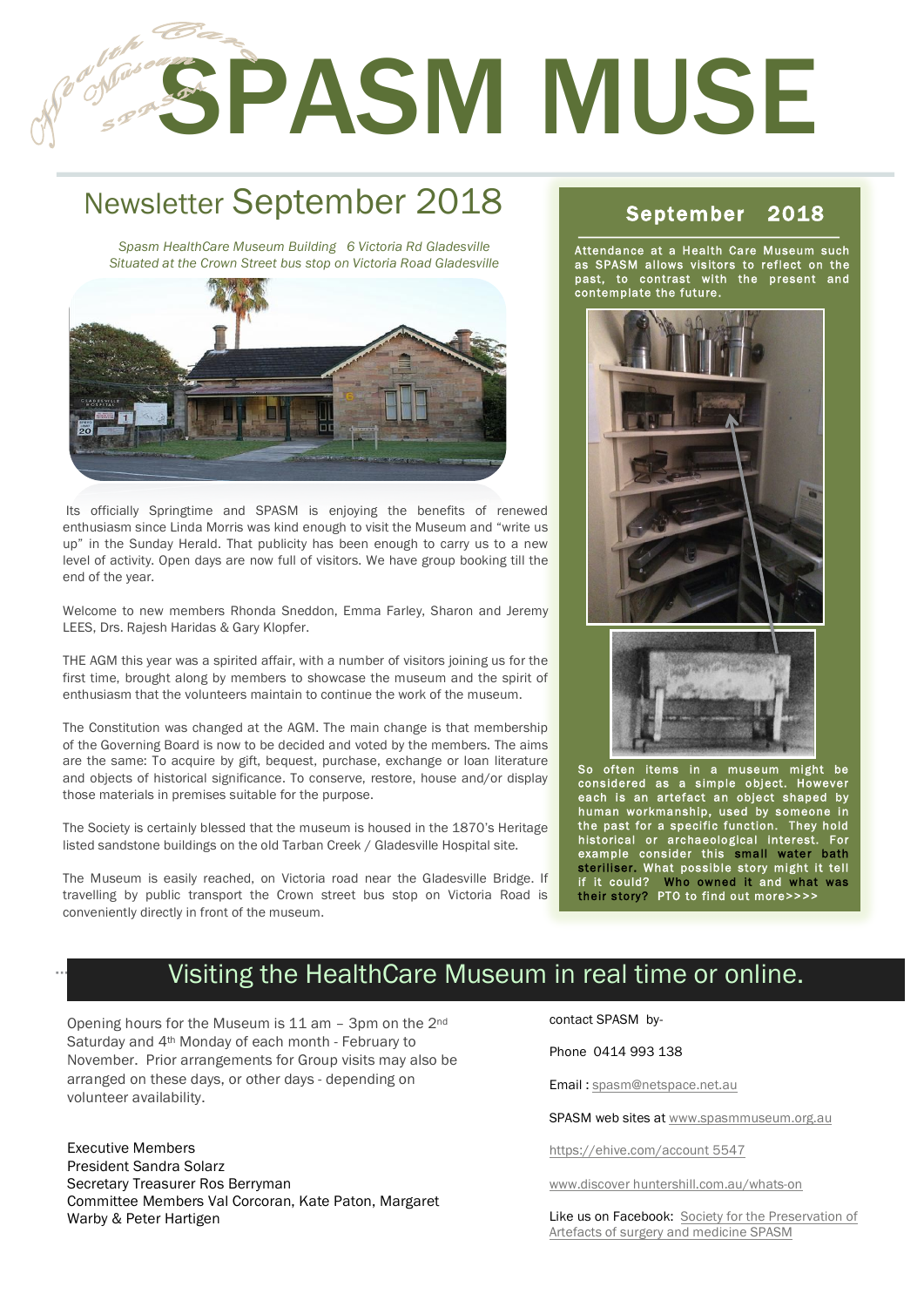# SPASM MUSE

## Newsletter September 2018

*Spasm HealthCare Museum Building 6 Victoria Rd Gladesville*
*Situated at the Crown Street bus stop on Victoria Road Gladesville*

Its officially Springtime and SPASM is enjoying the benefits of renewed enthusiasm since Linda Morris was kind enough to visit the Museum and "write us up" in the Sunday Herald. That publicity has been enough to carry us to a new level of activity. Open days are now full of visitors. We have group booking till the end of the year.

Welcome to new members Rhonda Sneddon, Emma Farley, Sharon and Jeremy LEES, Drs. Rajesh Haridas & Gary Klopfer.

THE AGM this year was a spirited affair, with a number of visitors joining us for the first time, brought along by members to showcase the museum and the spirit of enthusiasm that the volunteers maintain to continue the work of the museum.

The Constitution was changed at the AGM. The main change is that membership of the Governing Board is now to be decided and voted by the members. The aims are the same: To acquire by gift, bequest, purchase, exchange or loan literature and objects of historical significance. To conserve, restore, house and/or display those materials in premises suitable for the purpose.

The Society is certainly blessed that the museum is housed in the 1870's Heritage listed sandstone buildings on the old Tarban Creek / Gladesville Hospital site.

The Museum is easily reached, on Victoria road near the Gladesville Bridge. If travelling by public transport the Crown street bus stop on Victoria Road is conveniently directly in front of the museum.

### September 2018

Attendance at a Health Care Museum such as SPASM allows visitors to reflect on the past, to contrast with the present and contemplate the future.

So often items in a museum might be considered as a simple object. However each is an artefact an object shaped by human workmanship, used by someone in the past for a specific function. They hold historical or archaeological interest. For example consider this small water bath steriliser. What possible story might it tell if it could? Who owned it and what was their story? PTO to find out more>>>>

## Visiting the HealthCare Museum in real time or online.

Opening hours for the Museum is 11 am – 3pm on the 2nd Saturday and 4th Monday of each month - February to November. Prior arrangements for Group visits may also be arranged on these days, or other days - depending on volunteer availability.

Executive Members
President Sandra Solarz
Secretary Treasurer Ros Berryman
Committee Members Val Corcoran, Kate Paton, Margaret Warby & Peter Hartigen

contact SPASM by-

Phone 0414 993 138

Email : spasm@netspace.net.au

SPASM web sites at www.spasmmuseum.org.au

https://ehive.com/account 5547

www.discover huntershill.com.au/whats-on

Like us on Facebook: Society for the Preservation of Artefacts of surgery and medicine SPASM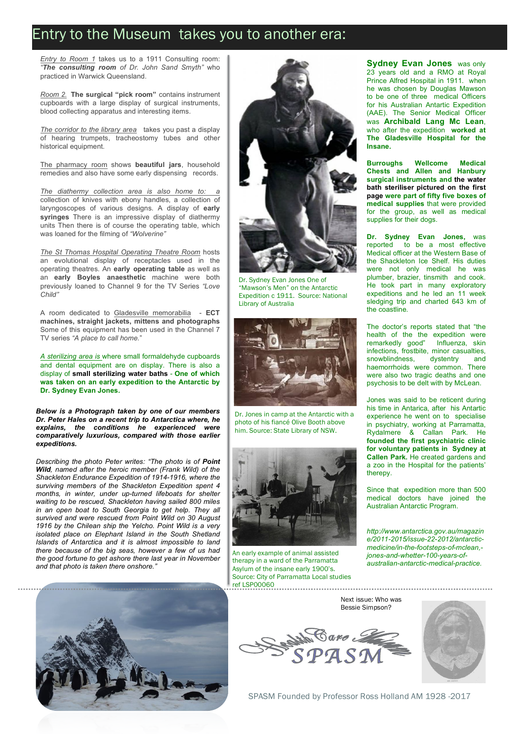# Entry to the Museum takes you to another era:

Entry to Room 1 takes us to a 1911 Consulting room: *"The consulting room of Dr. John Sand Smyth"* who practiced in Warwick Queensland.

Room 2. **The surgical "pick room"** contains instrument cupboards with a large display of surgical instruments, blood collecting apparatus and interesting items.

The corridor to the library area takes you past a display of hearing trumpets, tracheostomy tubes and other historical equipment.

The pharmacy room shows **beautiful jars**, household remedies and also have some early dispensing records.

The diathermy collection area is also home to: a collection of knives with ebony handles, a collection of laryngoscopes of various designs. A display of **early syringes** There is an impressive display of diathermy units Then there is of course the operating table, which was loaned for the filming of *"Wolverine"*

The St Thomas Hospital Operating Theatre Room hosts an evolutional display of receptacles used in the operating theatres. An **early operating table** as well as an **early Boyles anaesthetic** machine were both previously loaned to Channel 9 for the TV Series *"Love Child"*

A room dedicated to Gladesville memorabilia - **ECT machines, straight jackets, mittens and photographs** Some of this equipment has been used in the Channel 7 TV series *"A place to call home."*

*A sterilizing area is* where small formaldehyde cupboards and dental equipment are on display. There is also a display of **small sterilizing water baths** - **One of which was taken on an early expedition to the Antarctic by Dr. Sydney Evan Jones.**

***Below is a Photograph taken by one of our members Dr. Peter Hales on a recent trip to Antarctica where, he explains, the conditions he experienced were comparatively luxurious, compared with those earlier expeditions.***

*Describing the photo Peter writes: "The photo is of **Point Wild**, named after the heroic member (Frank Wild) of the Shackleton Endurance Expedition of 1914-1916, where the surviving members of the Shackleton Expedition spent 4 months, in winter, under up-turned lifeboats for shelter waiting to be rescued, Shackleton having sailed 800 miles in an open boat to South Georgia to get help. They all survived and were rescued from Point Wild on 30 August 1916 by the Chilean ship the Yelcho. Point Wild is a very isolated place on Elephant Island in the South Shetland Islands of Antarctica and it is almost impossible to land there because of the big seas, however a few of us had the good fortune to go ashore there last year in November and that photo is taken there onshore."*

Dr. Sydney Evan Jones One of "Mawson's Men" on the Antarctic Expedition c 1911. Source: National Library of Australia

Dr. Jones in camp at the Antarctic with a photo of his fiancé Olive Booth above him. Source: State Library of NSW.

An early example of animal assisted therapy in a ward of the Parramatta Asylum of the insane early 1900's. Source: City of Parramatta Local studies ref LSP00060

**Sydney Evan Jones** was only 23 years old and a RMO at Royal Prince Alfred Hospital in 1911. when he was chosen by Douglas Mawson to be one of three medical Officers for his Australian Antartic Expedition (AAE). The Senior Medical Officer was **Archibald Lang Mc Lean**, who after the expedition **worked at The Gladesville Hospital for the Insane.**

**Burroughs Wellcome Medical Chests and Allen and Hanbury surgical instruments and the water bath steriliser pictured on the first page were part of fifty five boxes of medical supplies** that were provided for the group, as well as medical supplies for their dogs.

**Dr. Sydney Evan Jones,** was reported to be a most effective Medical officer at the Western Base of the Shackleton Ice Shelf. His duties were not only medical he was plumber, brazier, tinsmith and cook. He took part in many exploratory expeditions and he led an 11 week sledging trip and charted 643 km of the coastline.

The doctor's reports stated that "the health of the the expedition were remarkedly good" Influenza, skin infections, frostbite, minor casualties, snowblindness, dystentry and haemorrhoids were common. There were also two tragic deaths and one psychosis to be delt with by McLean.

Jones was said to be reticent during his time in Antarica, after his Antartic experience he went on to specialise in psychiatry, working at Parramatta, Rydalmere & Callan Park. He **founded the first psychiatric clinic for voluntary patients in Sydney at Callen Park.** He created gardens and a zoo in the Hospital for the patients' therepy.

Since that expedition more than 500 medical doctors have joined the Australian Antarctic Program.

*http://www.antarctica.gov.au/magazine/2011-2015/issue-22-2012/antarctic-medicine/in-the-footsteps-of-mclean,-jones-and-whetter-100-years-of-australian-antarctic-medical-practice.*

Next issue: Who was Bessie Simpson?

Health Care History SPASM

SPASM Founded by Professor Ross Holland AM 1928 -2017